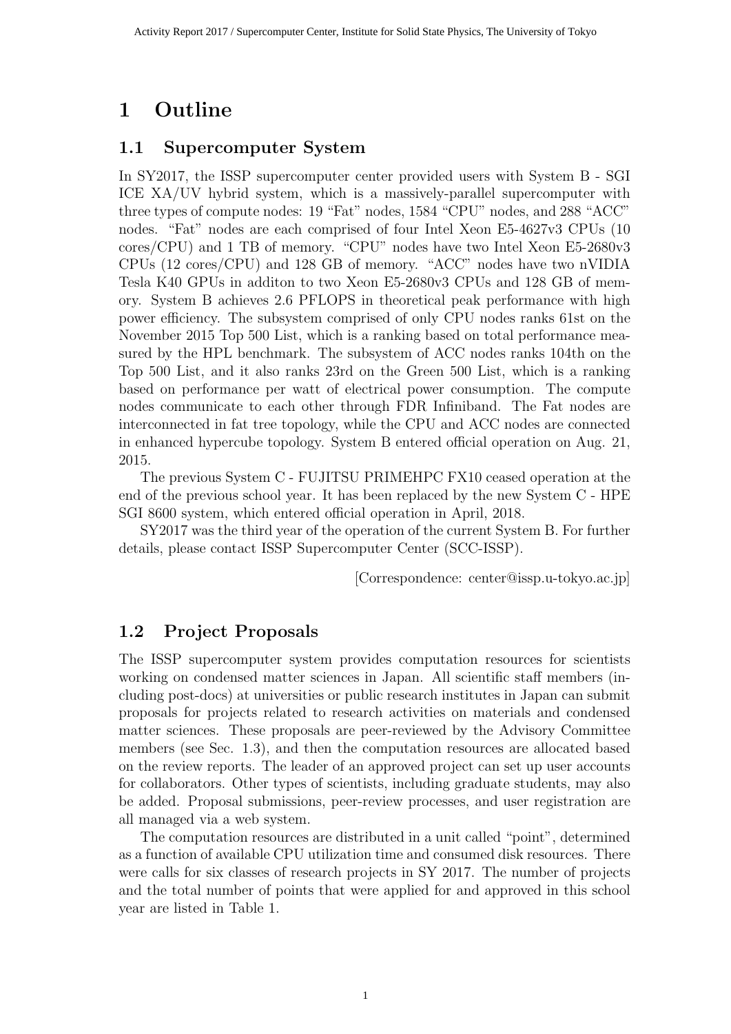# 1 Outline

## 1.1 Supercomputer System

In SY2017, the ISSP supercomputer center provided users with System B - SGI ICE XA/UV hybrid system, which is a massively-parallel supercomputer with three types of compute nodes: 19 "Fat" nodes, 1584 "CPU" nodes, and 288 "ACC" nodes. "Fat" nodes are each comprised of four Intel Xeon E5-4627v3 CPUs (10 cores/CPU) and 1 TB of memory. "CPU" nodes have two Intel Xeon E5-2680v3 CPUs (12 cores/CPU) and 128 GB of memory. "ACC" nodes have two nVIDIA Tesla K40 GPUs in additon to two Xeon E5-2680v3 CPUs and 128 GB of memory. System B achieves 2.6 PFLOPS in theoretical peak performance with high power efficiency. The subsystem comprised of only CPU nodes ranks 61st on the November 2015 Top 500 List, which is a ranking based on total performance measured by the HPL benchmark. The subsystem of ACC nodes ranks 104th on the Top 500 List, and it also ranks 23rd on the Green 500 List, which is a ranking based on performance per watt of electrical power consumption. The compute nodes communicate to each other through FDR Infiniband. The Fat nodes are interconnected in fat tree topology, while the CPU and ACC nodes are connected in enhanced hypercube topology. System B entered official operation on Aug. 21, 2015.

The previous System C - FUJITSU PRIMEHPC FX10 ceased operation at the end of the previous school year. It has been replaced by the new System C - HPE SGI 8600 system, which entered official operation in April, 2018.

SY2017 was the third year of the operation of the current System B. For further details, please contact ISSP Supercomputer Center (SCC-ISSP).

[Correspondence: center@issp.u-tokyo.ac.jp]

## 1.2 Project Proposals

The ISSP supercomputer system provides computation resources for scientists working on condensed matter sciences in Japan. All scientific staff members (including post-docs) at universities or public research institutes in Japan can submit proposals for projects related to research activities on materials and condensed matter sciences. These proposals are peer-reviewed by the Advisory Committee members (see Sec. 1.3), and then the computation resources are allocated based on the review reports. The leader of an approved project can set up user accounts for collaborators. Other types of scientists, including graduate students, may also be added. Proposal submissions, peer-review processes, and user registration are all managed via a web system.

The computation resources are distributed in a unit called "point", determined as a function of available CPU utilization time and consumed disk resources. There were calls for six classes of research projects in SY 2017. The number of projects and the total number of points that were applied for and approved in this school year are listed in Table 1.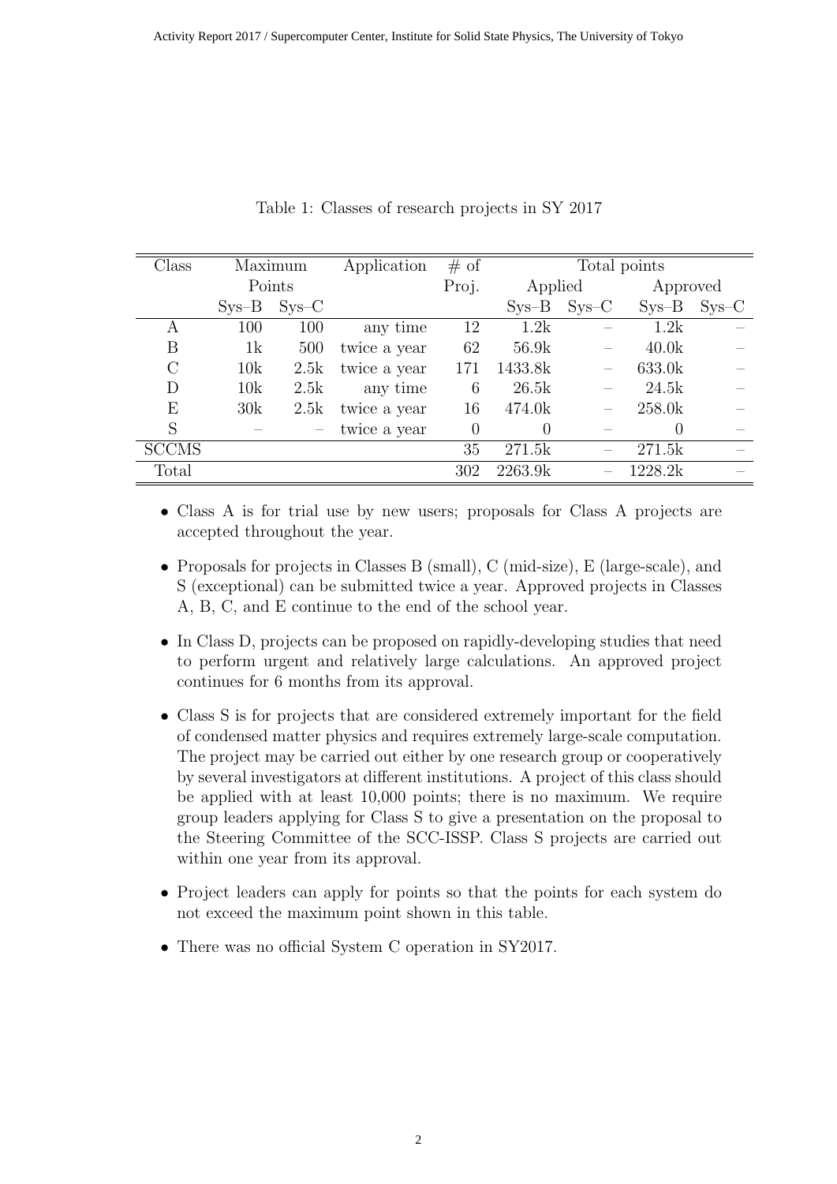Table 1: Classes of research projects in SY 2017

| Class | Maximum Points | | Application | # of Proj. | Total points | | | |
|---|---|---|---|---|---|---|---|---|
| | | | | | Applied | | Approved | |
| | Sys–B | Sys–C | | | Sys–B | Sys–C | Sys–B | Sys–C |
| A | 100 | 100 | any time | 12 | 1.2k | – | 1.2k | – |
| B | 1k | 500 | twice a year | 62 | 56.9k | – | 40.0k | – |
| C | 10k | 2.5k | twice a year | 171 | 1433.8k | – | 633.0k | – |
| D | 10k | 2.5k | any time | 6 | 26.5k | – | 24.5k | – |
| E | 30k | 2.5k | twice a year | 16 | 474.0k | – | 258.0k | – |
| S | – | – | twice a year | 0 | 0 | – | 0 | – |
| SCCMS | | | | 35 | 271.5k | – | 271.5k | – |
| Total | | | | 302 | 2263.9k | – | 1228.2k | – |

- Class A is for trial use by new users; proposals for Class A projects are accepted throughout the year.
- Proposals for projects in Classes B (small), C (mid-size), E (large-scale), and S (exceptional) can be submitted twice a year. Approved projects in Classes A, B, C, and E continue to the end of the school year.
- In Class D, projects can be proposed on rapidly-developing studies that need to perform urgent and relatively large calculations. An approved project continues for 6 months from its approval.
- Class S is for projects that are considered extremely important for the field of condensed matter physics and requires extremely large-scale computation. The project may be carried out either by one research group or cooperatively by several investigators at different institutions. A project of this class should be applied with at least 10,000 points; there is no maximum. We require group leaders applying for Class S to give a presentation on the proposal to the Steering Committee of the SCC-ISSP. Class S projects are carried out within one year from its approval.
- Project leaders can apply for points so that the points for each system do not exceed the maximum point shown in this table.
- There was no official System C operation in SY2017.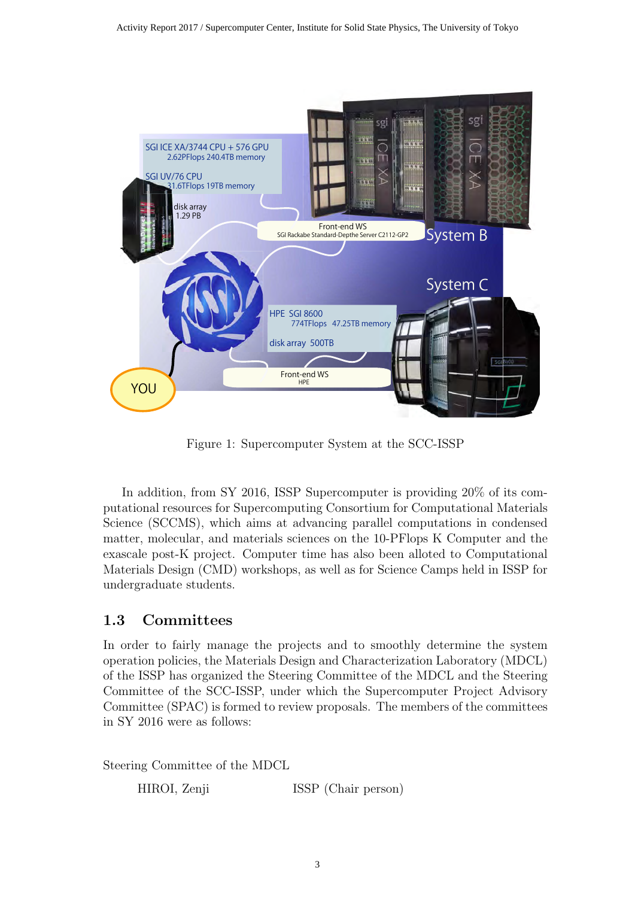Figure 1: Supercomputer System at the SCC-ISSP

In addition, from SY 2016, ISSP Supercomputer is providing 20% of its computational resources for Supercomputing Consortium for Computational Materials Science (SCCMS), which aims at advancing parallel computations in condensed matter, molecular, and materials sciences on the 10-PFlops K Computer and the exascale post-K project. Computer time has also been alloted to Computational Materials Design (CMD) workshops, as well as for Science Camps held in ISSP for undergraduate students.

## 1.3 Committees

In order to fairly manage the projects and to smoothly determine the system operation policies, the Materials Design and Characterization Laboratory (MDCL) of the ISSP has organized the Steering Committee of the MDCL and the Steering Committee of the SCC-ISSP, under which the Supercomputer Project Advisory Committee (SPAC) is formed to review proposals. The members of the committees in SY 2016 were as follows:

Steering Committee of the MDCL

| | |
|---|---|
| HIROI, Zenji | ISSP (Chair person) |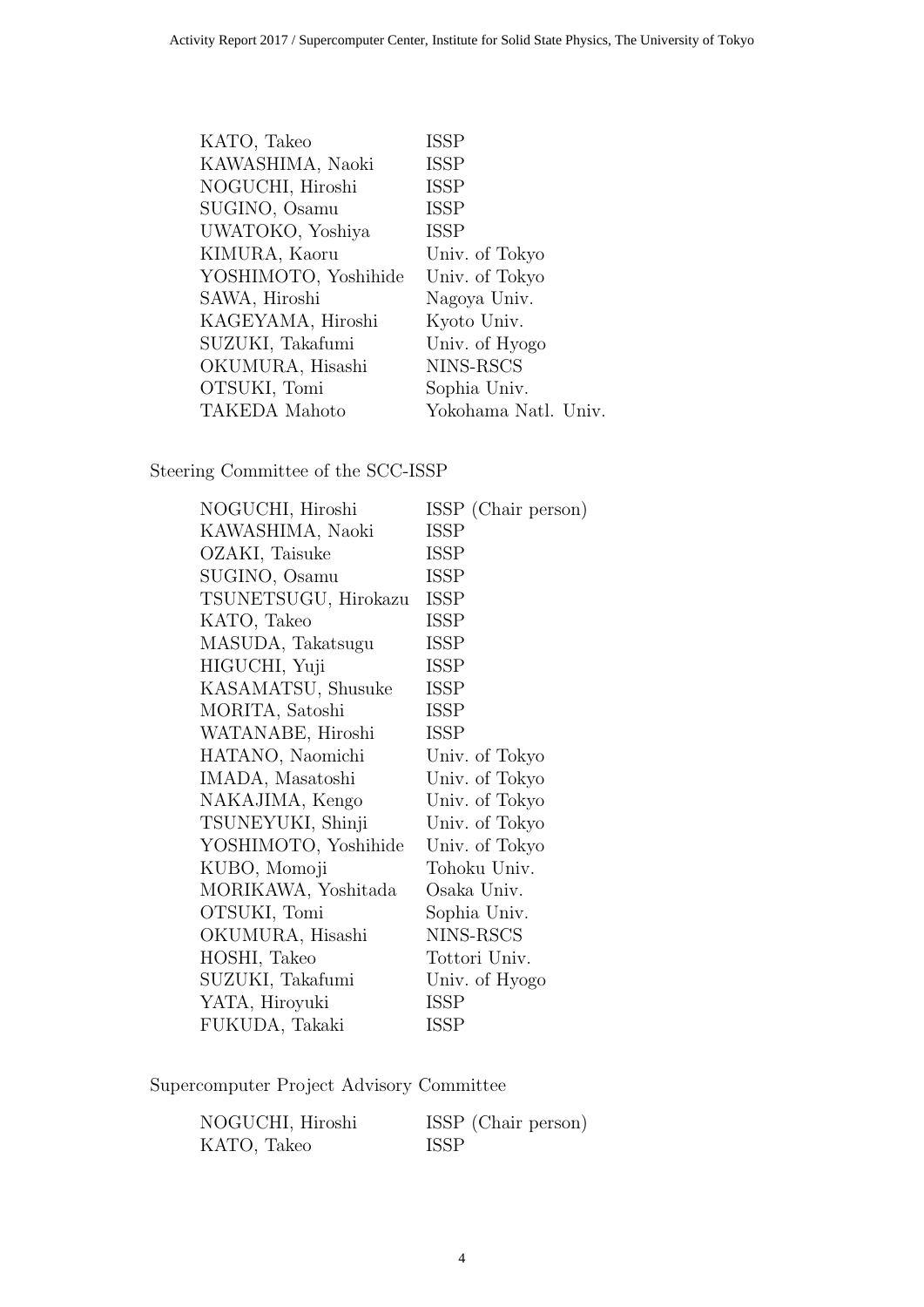| | |
|---|---|
| KATO, Takeo | ISSP |
| KAWASHIMA, Naoki | ISSP |
| NOGUCHI, Hiroshi | ISSP |
| SUGINO, Osamu | ISSP |
| UWATOKO, Yoshiya | ISSP |
| KIMURA, Kaoru | Univ. of Tokyo |
| YOSHIMOTO, Yoshihide | Univ. of Tokyo |
| SAWA, Hiroshi | Nagoya Univ. |
| KAGEYAMA, Hiroshi | Kyoto Univ. |
| SUZUKI, Takafumi | Univ. of Hyogo |
| OKUMURA, Hisashi | NINS-RSCS |
| OTSUKI, Tomi | Sophia Univ. |
| TAKEDA Mahoto | Yokohama Natl. Univ. |

Steering Committee of the SCC-ISSP

| | |
|---|---|
| NOGUCHI, Hiroshi | ISSP (Chair person) |
| KAWASHIMA, Naoki | ISSP |
| OZAKI, Taisuke | ISSP |
| SUGINO, Osamu | ISSP |
| TSUNETSUGU, Hirokazu | ISSP |
| KATO, Takeo | ISSP |
| MASUDA, Takatsugu | ISSP |
| HIGUCHI, Yuji | ISSP |
| KASAMATSU, Shusuke | ISSP |
| MORITA, Satoshi | ISSP |
| WATANABE, Hiroshi | ISSP |
| HATANO, Naomichi | Univ. of Tokyo |
| IMADA, Masatoshi | Univ. of Tokyo |
| NAKAJIMA, Kengo | Univ. of Tokyo |
| TSUNEYUKI, Shinji | Univ. of Tokyo |
| YOSHIMOTO, Yoshihide | Univ. of Tokyo |
| KUBO, Momoji | Tohoku Univ. |
| MORIKAWA, Yoshitada | Osaka Univ. |
| OTSUKI, Tomi | Sophia Univ. |
| OKUMURA, Hisashi | NINS-RSCS |
| HOSHI, Takeo | Tottori Univ. |
| SUZUKI, Takafumi | Univ. of Hyogo |
| YATA, Hiroyuki | ISSP |
| FUKUDA, Takaki | ISSP |

Supercomputer Project Advisory Committee

| | |
|---|---|
| NOGUCHI, Hiroshi | ISSP (Chair person) |
| KATO, Takeo | ISSP |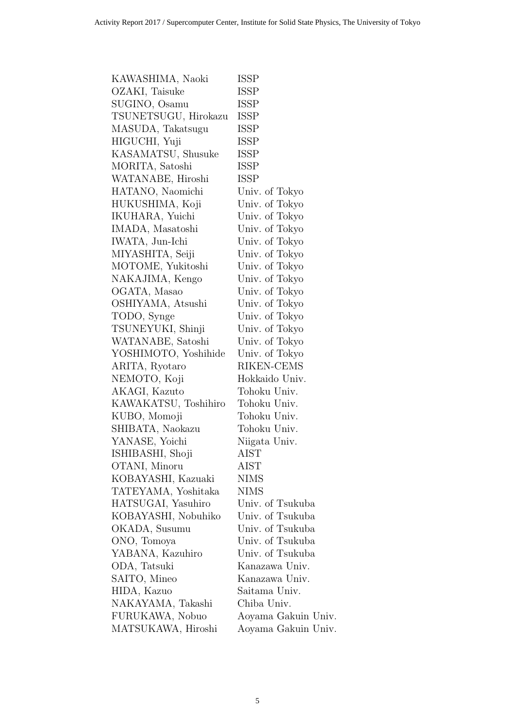| | |
|---|---|
| KAWASHIMA, Naoki | ISSP |
| OZAKI, Taisuke | ISSP |
| SUGINO, Osamu | ISSP |
| TSUNETSUGU, Hirokazu | ISSP |
| MASUDA, Takatsugu | ISSP |
| HIGUCHI, Yuji | ISSP |
| KASAMATSU, Shusuke | ISSP |
| MORITA, Satoshi | ISSP |
| WATANABE, Hiroshi | ISSP |
| HATANO, Naomichi | Univ. of Tokyo |
| HUKUSHIMA, Koji | Univ. of Tokyo |
| IKUHARA, Yuichi | Univ. of Tokyo |
| IMADA, Masatoshi | Univ. of Tokyo |
| IWATA, Jun-Ichi | Univ. of Tokyo |
| MIYASHITA, Seiji | Univ. of Tokyo |
| MOTOME, Yukitoshi | Univ. of Tokyo |
| NAKAJIMA, Kengo | Univ. of Tokyo |
| OGATA, Masao | Univ. of Tokyo |
| OSHIYAMA, Atsushi | Univ. of Tokyo |
| TODO, Synge | Univ. of Tokyo |
| TSUNEYUKI, Shinji | Univ. of Tokyo |
| WATANABE, Satoshi | Univ. of Tokyo |
| YOSHIMOTO, Yoshihide | Univ. of Tokyo |
| ARITA, Ryotaro | RIKEN-CEMS |
| NEMOTO, Koji | Hokkaido Univ. |
| AKAGI, Kazuto | Tohoku Univ. |
| KAWAKATSU, Toshihiro | Tohoku Univ. |
| KUBO, Momoji | Tohoku Univ. |
| SHIBATA, Naokazu | Tohoku Univ. |
| YANASE, Yoichi | Niigata Univ. |
| ISHIBASHI, Shoji | AIST |
| OTANI, Minoru | AIST |
| KOBAYASHI, Kazuaki | NIMS |
| TATEYAMA, Yoshitaka | NIMS |
| HATSUGAI, Yasuhiro | Univ. of Tsukuba |
| KOBAYASHI, Nobuhiko | Univ. of Tsukuba |
| OKADA, Susumu | Univ. of Tsukuba |
| ONO, Tomoya | Univ. of Tsukuba |
| YABANA, Kazuhiro | Univ. of Tsukuba |
| ODA, Tatsuki | Kanazawa Univ. |
| SAITO, Mineo | Kanazawa Univ. |
| HIDA, Kazuo | Saitama Univ. |
| NAKAYAMA, Takashi | Chiba Univ. |
| FURUKAWA, Nobuo | Aoyama Gakuin Univ. |
| MATSUKAWA, Hiroshi | Aoyama Gakuin Univ. |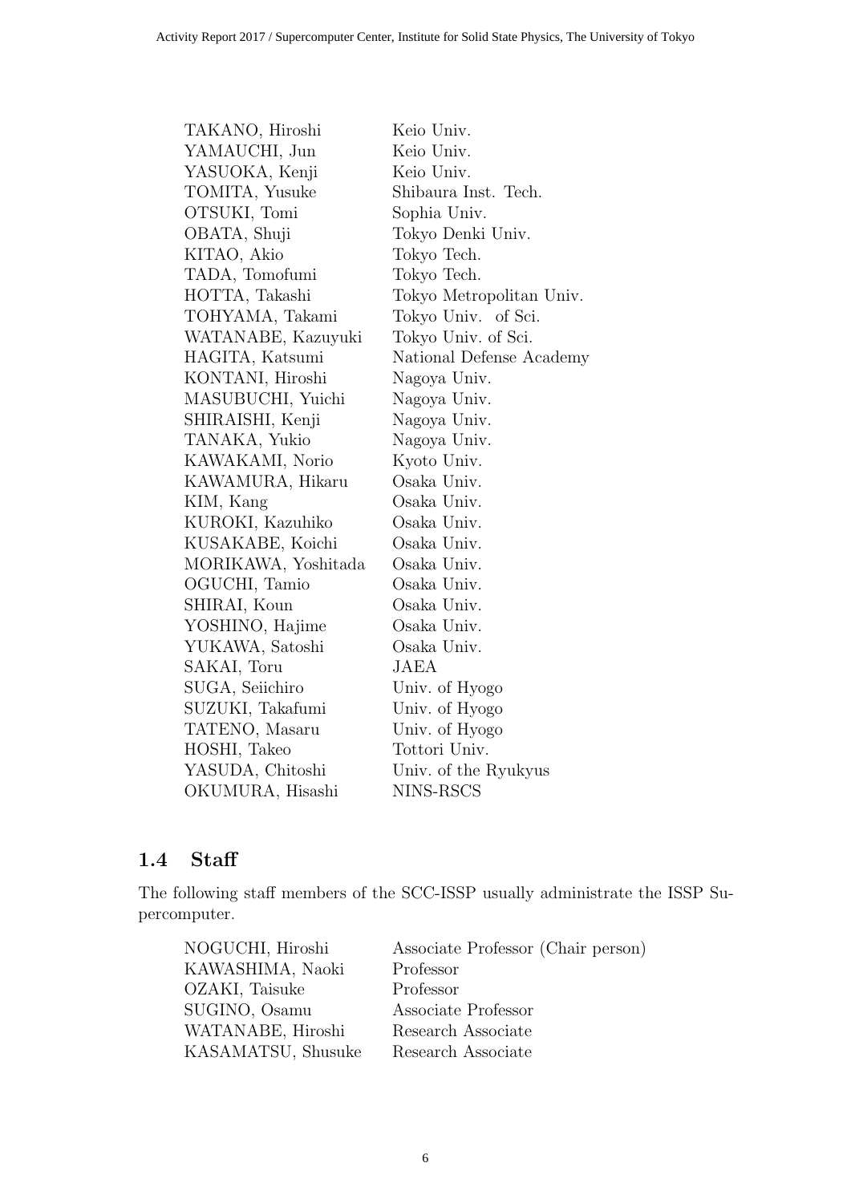| | |
|---|---|
| TAKANO, Hiroshi | Keio Univ. |
| YAMAUCHI, Jun | Keio Univ. |
| YASUOKA, Kenji | Keio Univ. |
| TOMITA, Yusuke | Shibaura Inst. Tech. |
| OTSUKI, Tomi | Sophia Univ. |
| OBATA, Shuji | Tokyo Denki Univ. |
| KITAO, Akio | Tokyo Tech. |
| TADA, Tomofumi | Tokyo Tech. |
| HOTTA, Takashi | Tokyo Metropolitan Univ. |
| TOHYAMA, Takami | Tokyo Univ. of Sci. |
| WATANABE, Kazuyuki | Tokyo Univ. of Sci. |
| HAGITA, Katsumi | National Defense Academy |
| KONTANI, Hiroshi | Nagoya Univ. |
| MASUBUCHI, Yuichi | Nagoya Univ. |
| SHIRAISHI, Kenji | Nagoya Univ. |
| TANAKA, Yukio | Nagoya Univ. |
| KAWAKAMI, Norio | Kyoto Univ. |
| KAWAMURA, Hikaru | Osaka Univ. |
| KIM, Kang | Osaka Univ. |
| KUROKI, Kazuhiko | Osaka Univ. |
| KUSAKABE, Koichi | Osaka Univ. |
| MORIKAWA, Yoshitada | Osaka Univ. |
| OGUCHI, Tamio | Osaka Univ. |
| SHIRAI, Koun | Osaka Univ. |
| YOSHINO, Hajime | Osaka Univ. |
| YUKAWA, Satoshi | Osaka Univ. |
| SAKAI, Toru | JAEA |
| SUGA, Seiichiro | Univ. of Hyogo |
| SUZUKI, Takafumi | Univ. of Hyogo |
| TATENO, Masaru | Univ. of Hyogo |
| HOSHI, Takeo | Tottori Univ. |
| YASUDA, Chitoshi | Univ. of the Ryukyus |
| OKUMURA, Hisashi | NINS-RSCS |

## 1.4 Staff

The following staff members of the SCC-ISSP usually administrate the ISSP Supercomputer.

| | |
|---|---|
| NOGUCHI, Hiroshi | Associate Professor (Chair person) |
| KAWASHIMA, Naoki | Professor |
| OZAKI, Taisuke | Professor |
| SUGINO, Osamu | Associate Professor |
| WATANABE, Hiroshi | Research Associate |
| KASAMATSU, Shusuke | Research Associate |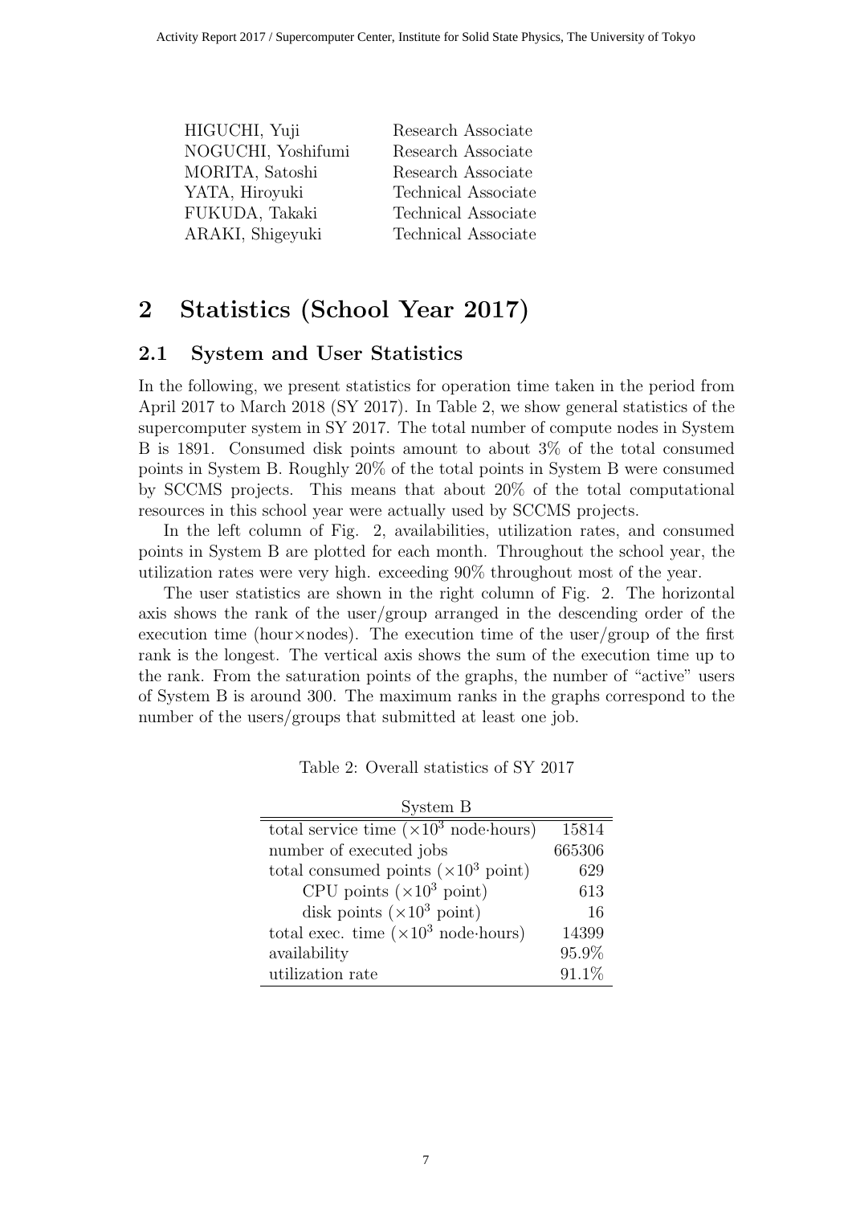| | |
|---|---|
| HIGUCHI, Yuji | Research Associate |
| NOGUCHI, Yoshifumi | Research Associate |
| MORITA, Satoshi | Research Associate |
| YATA, Hiroyuki | Technical Associate |
| FUKUDA, Takaki | Technical Associate |
| ARAKI, Shigeyuki | Technical Associate |

# 2 Statistics (School Year 2017)

## 2.1 System and User Statistics

In the following, we present statistics for operation time taken in the period from April 2017 to March 2018 (SY 2017). In Table 2, we show general statistics of the supercomputer system in SY 2017. The total number of compute nodes in System B is 1891. Consumed disk points amount to about 3% of the total consumed points in System B. Roughly 20% of the total points in System B were consumed by SCCMS projects. This means that about 20% of the total computational resources in this school year were actually used by SCCMS projects.

In the left column of Fig. 2, availabilities, utilization rates, and consumed points in System B are plotted for each month. Throughout the school year, the utilization rates were very high. exceeding 90% throughout most of the year.

The user statistics are shown in the right column of Fig. 2. The horizontal axis shows the rank of the user/group arranged in the descending order of the execution time (hour$\times$nodes). The execution time of the user/group of the first rank is the longest. The vertical axis shows the sum of the execution time up to the rank. From the saturation points of the graphs, the number of "active" users of System B is around 300. The maximum ranks in the graphs correspond to the number of the users/groups that submitted at least one job.

Table 2: Overall statistics of SY 2017

| | System B |
|---|---|
| total service time ($\times 10^3$ node·hours) | 15814 |
| number of executed jobs | 665306 |
| total consumed points ($\times 10^3$ point) | 629 |
| CPU points ($\times 10^3$ point) | 613 |
| disk points ($\times 10^3$ point) | 16 |
| total exec. time ($\times 10^3$ node·hours) | 14399 |
| availability | 95.9% |
| utilization rate | 91.1% |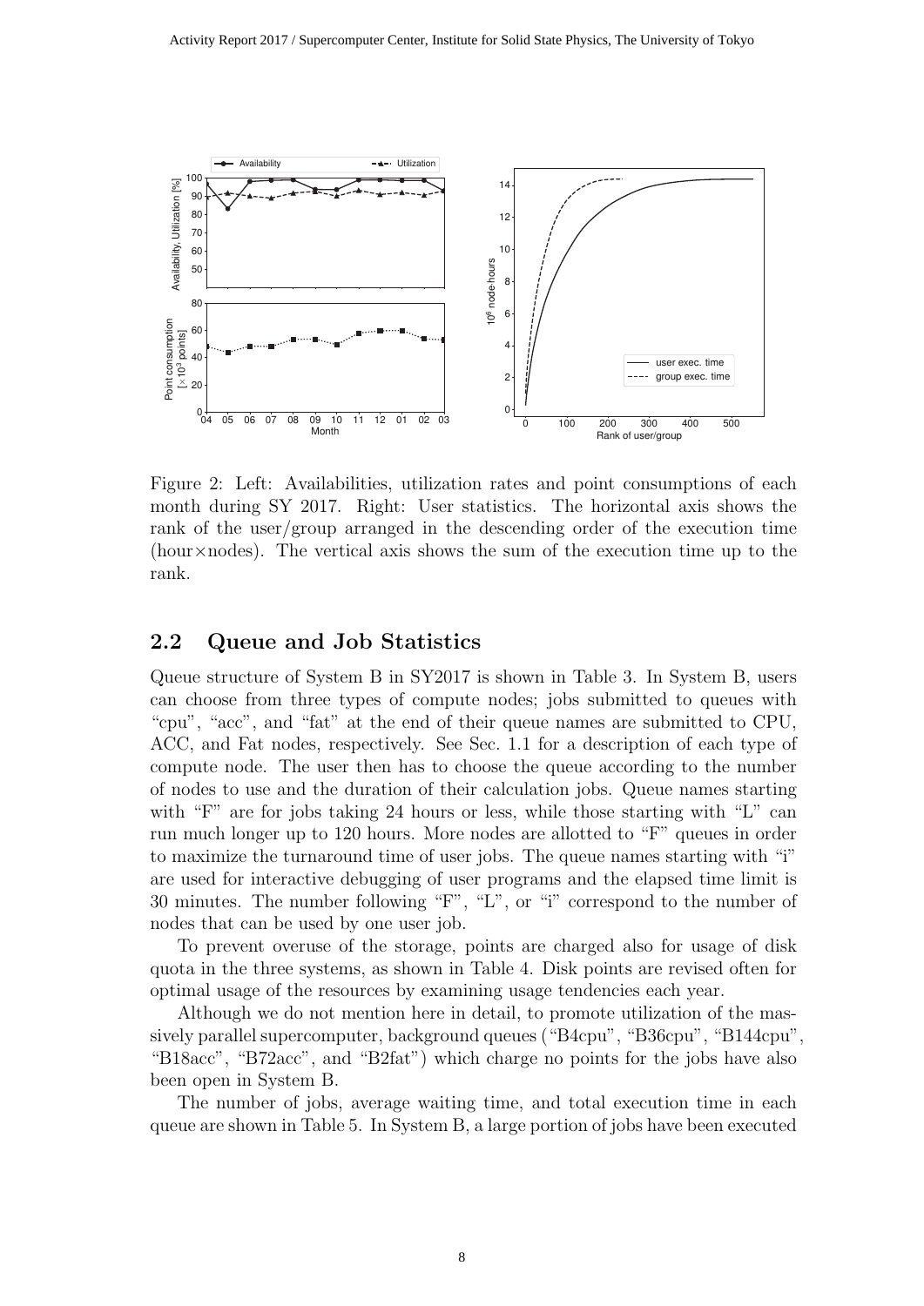Figure 2: Left: Availabilities, utilization rates and point consumptions of each month during SY 2017. Right: User statistics. The horizontal axis shows the rank of the user/group arranged in the descending order of the execution time (hour×nodes). The vertical axis shows the sum of the execution time up to the rank.

## 2.2 Queue and Job Statistics

Queue structure of System B in SY2017 is shown in Table 3. In System B, users can choose from three types of compute nodes; jobs submitted to queues with "cpu", "acc", and "fat" at the end of their queue names are submitted to CPU, ACC, and Fat nodes, respectively. See Sec. 1.1 for a description of each type of compute node. The user then has to choose the queue according to the number of nodes to use and the duration of their calculation jobs. Queue names starting with "F" are for jobs taking 24 hours or less, while those starting with "L" can run much longer up to 120 hours. More nodes are allotted to "F" queues in order to maximize the turnaround time of user jobs. The queue names starting with "i" are used for interactive debugging of user programs and the elapsed time limit is 30 minutes. The number following "F", "L", or "i" correspond to the number of nodes that can be used by one user job.

To prevent overuse of the storage, points are charged also for usage of disk quota in the three systems, as shown in Table 4. Disk points are revised often for optimal usage of the resources by examining usage tendencies each year.

Although we do not mention here in detail, to promote utilization of the massively parallel supercomputer, background queues ("B4cpu", "B36cpu", "B144cpu", "B18acc", "B72acc", and "B2fat") which charge no points for the jobs have also been open in System B.

The number of jobs, average waiting time, and total execution time in each queue are shown in Table 5. In System B, a large portion of jobs have been executed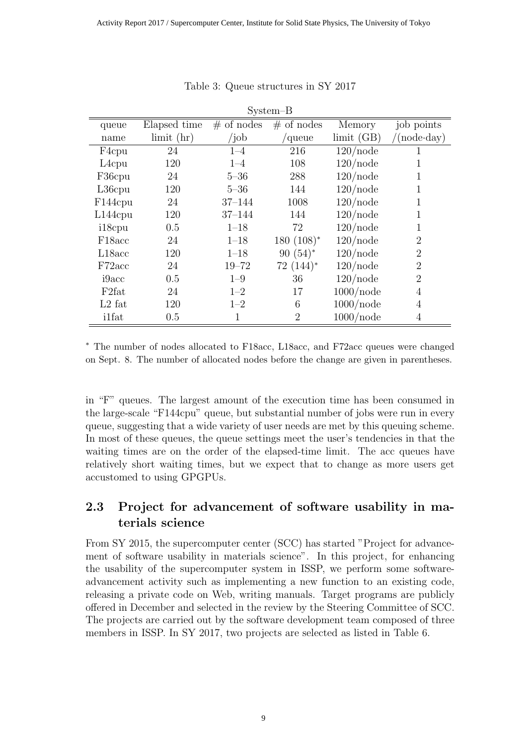Table 3: Queue structures in SY 2017

System–B

| queue name | Elapsed time limit (hr) | # of nodes /job | # of nodes /queue | Memory limit (GB) | job points /(node·day) |
|---|---|---|---|---|---|
| F4cpu | 24 | 1–4 | 216 | 120/node | 1 |
| L4cpu | 120 | 1–4 | 108 | 120/node | 1 |
| F36cpu | 24 | 5–36 | 288 | 120/node | 1 |
| L36cpu | 120 | 5–36 | 144 | 120/node | 1 |
| F144cpu | 24 | 37–144 | 1008 | 120/node | 1 |
| L144cpu | 120 | 37–144 | 144 | 120/node | 1 |
| i18cpu | 0.5 | 1–18 | 72 | 120/node | 1 |
| F18acc | 24 | 1–18 | 180 (108)* | 120/node | 2 |
| L18acc | 120 | 1–18 | 90 (54)* | 120/node | 2 |
| F72acc | 24 | 19–72 | 72 (144)* | 120/node | 2 |
| i9acc | 0.5 | 1–9 | 36 | 120/node | 2 |
| F2fat | 24 | 1–2 | 17 | 1000/node | 4 |
| L2 fat | 120 | 1–2 | 6 | 1000/node | 4 |
| i1fat | 0.5 | 1 | 2 | 1000/node | 4 |

* The number of nodes allocated to F18acc, L18acc, and F72acc queues were changed on Sept. 8. The number of allocated nodes before the change are given in parentheses.

in "F" queues. The largest amount of the execution time has been consumed in the large-scale "F144cpu" queue, but substantial number of jobs were run in every queue, suggesting that a wide variety of user needs are met by this queuing scheme. In most of these queues, the queue settings meet the user's tendencies in that the waiting times are on the order of the elapsed-time limit. The acc queues have relatively short waiting times, but we expect that to change as more users get accustomed to using GPGPUs.

## 2.3 Project for advancement of software usability in materials science

From SY 2015, the supercomputer center (SCC) has started "Project for advancement of software usability in materials science". In this project, for enhancing the usability of the supercomputer system in ISSP, we perform some software-advancement activity such as implementing a new function to an existing code, releasing a private code on Web, writing manuals. Target programs are publicly offered in December and selected in the review by the Steering Committee of SCC. The projects are carried out by the software development team composed of three members in ISSP. In SY 2017, two projects are selected as listed in Table 6.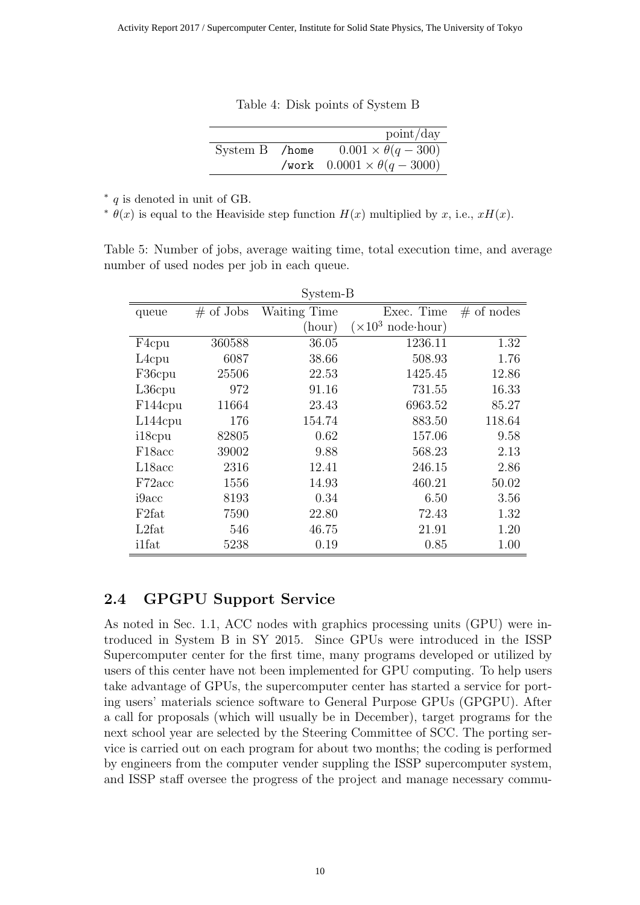Table 4: Disk points of System B

| | | point/day |
|---|---|---|
| System B | /home | $0.001 \times \theta(q - 300)$ |
| | /work | $0.0001 \times \theta(q - 3000)$ |

* $q$ is denoted in unit of GB.

* $\theta(x)$ is equal to the Heaviside step function $H(x)$ multiplied by $x$, i.e., $xH(x)$.

Table 5: Number of jobs, average waiting time, total execution time, and average number of used nodes per job in each queue.

System-B

| queue | # of Jobs | Waiting Time (hour) | Exec. Time ($\times 10^3$ node·hour) | # of nodes |
|---|---|---|---|---|
| F4cpu | 360588 | 36.05 | 1236.11 | 1.32 |
| L4cpu | 6087 | 38.66 | 508.93 | 1.76 |
| F36cpu | 25506 | 22.53 | 1425.45 | 12.86 |
| L36cpu | 972 | 91.16 | 731.55 | 16.33 |
| F144cpu | 11664 | 23.43 | 6963.52 | 85.27 |
| L144cpu | 176 | 154.74 | 883.50 | 118.64 |
| i18cpu | 82805 | 0.62 | 157.06 | 9.58 |
| F18acc | 39002 | 9.88 | 568.23 | 2.13 |
| L18acc | 2316 | 12.41 | 246.15 | 2.86 |
| F72acc | 1556 | 14.93 | 460.21 | 50.02 |
| i9acc | 8193 | 0.34 | 6.50 | 3.56 |
| F2fat | 7590 | 22.80 | 72.43 | 1.32 |
| L2fat | 546 | 46.75 | 21.91 | 1.20 |
| i1fat | 5238 | 0.19 | 0.85 | 1.00 |

## 2.4 GPGPU Support Service

As noted in Sec. 1.1, ACC nodes with graphics processing units (GPU) were introduced in System B in SY 2015. Since GPUs were introduced in the ISSP Supercomputer center for the first time, many programs developed or utilized by users of this center have not been implemented for GPU computing. To help users take advantage of GPUs, the supercomputer center has started a service for porting users' materials science software to General Purpose GPUs (GPGPU). After a call for proposals (which will usually be in December), target programs for the next school year are selected by the Steering Committee of SCC. The porting service is carried out on each program for about two months; the coding is performed by engineers from the computer vender suppling the ISSP supercomputer system, and ISSP staff oversee the progress of the project and manage necessary commu-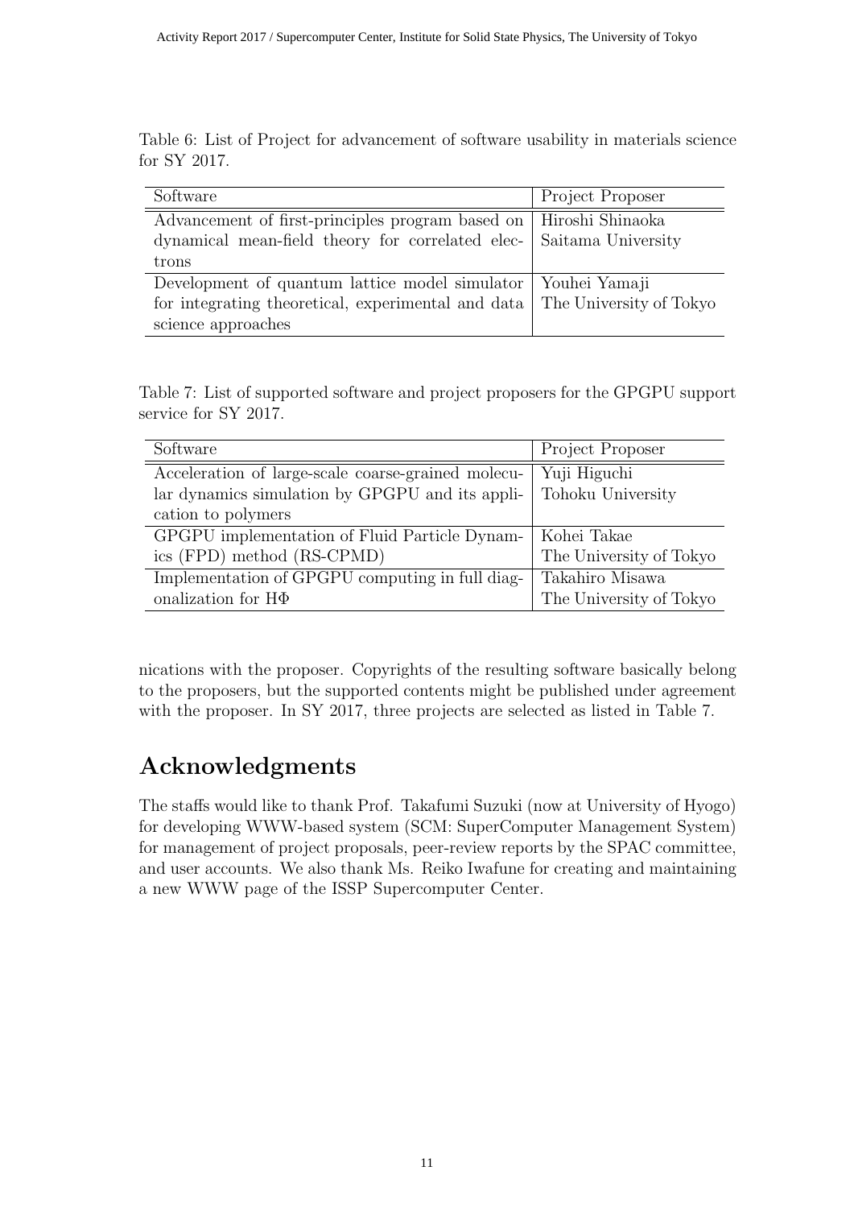Table 6: List of Project for advancement of software usability in materials science for SY 2017.

| Software | Project Proposer |
| --- | --- |
| Advancement of first-principles program based on dynamical mean-field theory for correlated electrons | Hiroshi Shinaoka Saitama University |
| Development of quantum lattice model simulator for integrating theoretical, experimental and data science approaches | Youhei Yamaji The University of Tokyo |

Table 7: List of supported software and project proposers for the GPGPU support service for SY 2017.

| Software | Project Proposer |
| --- | --- |
| Acceleration of large-scale coarse-grained molecular dynamics simulation by GPGPU and its application to polymers | Yuji Higuchi Tohoku University |
| GPGPU implementation of Fluid Particle Dynamics (FPD) method (RS-CPMD) | Kohei Takae The University of Tokyo |
| Implementation of GPGPU computing in full diagonalization for HΦ | Takahiro Misawa The University of Tokyo |

nications with the proposer. Copyrights of the resulting software basically belong to the proposers, but the supported contents might be published under agreement with the proposer. In SY 2017, three projects are selected as listed in Table 7.

## Acknowledgments

The staffs would like to thank Prof. Takafumi Suzuki (now at University of Hyogo) for developing WWW-based system (SCM: SuperComputer Management System) for management of project proposals, peer-review reports by the SPAC committee, and user accounts. We also thank Ms. Reiko Iwafune for creating and maintaining a new WWW page of the ISSP Supercomputer Center.